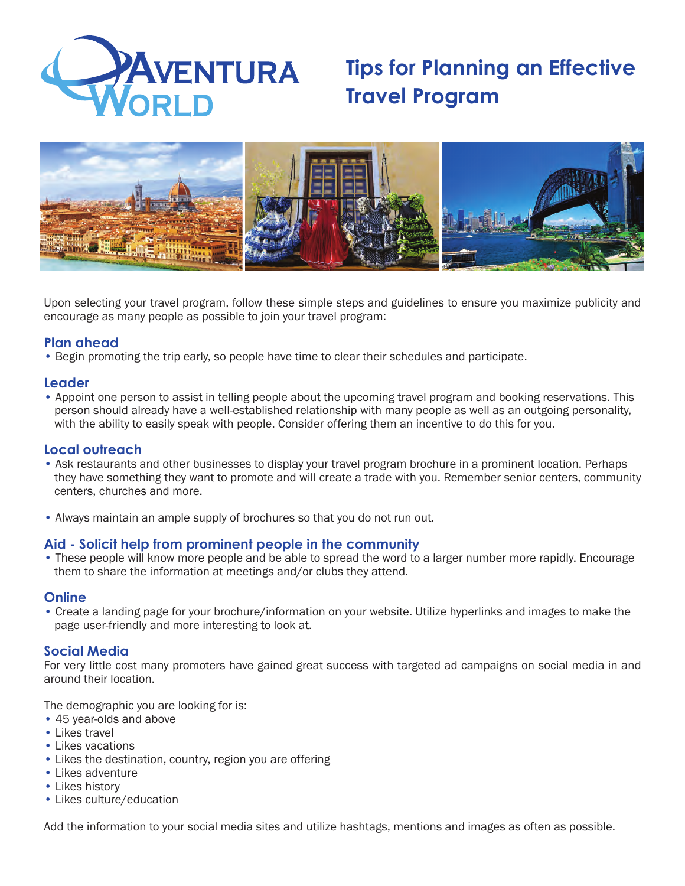# Tips for Planning an Effective Travel Program

Upon selecting your travel program, follow these simple steps and guidelines to ensure you maximize publicity and encourage as many people as possible to join your travel program:

## Plan ahead

- Begin promoting the trip early, so people have time to clear their schedules and participate.

## Leader

- Appoint one person to assist in telling people about the upcoming travel program and booking reservations. This person should already have a well-established relationship with many people as well as an outgoing personality, with the ability to easily speak with people. Consider offering them an incentive to do this for you.

## Local outreach

- Ask restaurants and other businesses to display your travel program brochure in a prominent location. Perhaps they have something they want to promote and will create a trade with you. Remember senior centers, community centers, churches and more.

- Always maintain an ample supply of brochures so that you do not run out.

## Aid - Solicit help from prominent people in the community

- These people will know more people and be able to spread the word to a larger number more rapidly. Encourage them to share the information at meetings and/or clubs they attend.

## Online

- Create a landing page for your brochure/information on your website. Utilize hyperlinks and images to make the page user-friendly and more interesting to look at.

## Social Media

For very little cost many promoters have gained great success with targeted ad campaigns on social media in and around their location.

The demographic you are looking for is:

- 45 year-olds and above
- Likes travel
- Likes vacations
- Likes the destination, country, region you are offering
- Likes adventure
- Likes history
- Likes culture/education

Add the information to your social media sites and utilize hashtags, mentions and images as often as possible.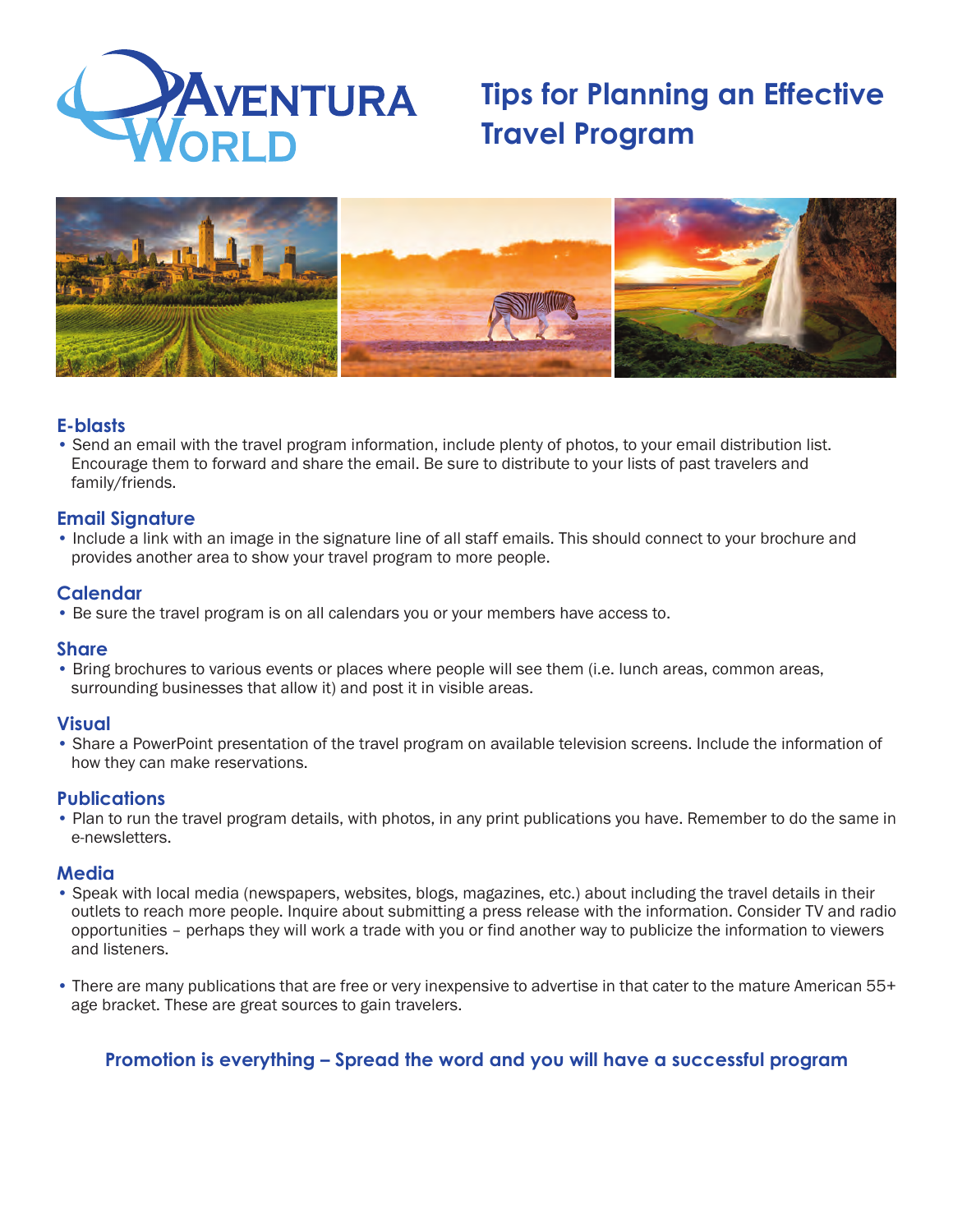Aventura World

# Tips for Planning an Effective Travel Program

## E-blasts

- Send an email with the travel program information, include plenty of photos, to your email distribution list. Encourage them to forward and share the email. Be sure to distribute to your lists of past travelers and family/friends.

## Email Signature

- Include a link with an image in the signature line of all staff emails. This should connect to your brochure and provides another area to show your travel program to more people.

## Calendar

- Be sure the travel program is on all calendars you or your members have access to.

## Share

- Bring brochures to various events or places where people will see them (i.e. lunch areas, common areas, surrounding businesses that allow it) and post it in visible areas.

## Visual

- Share a PowerPoint presentation of the travel program on available television screens. Include the information of how they can make reservations.

## Publications

- Plan to run the travel program details, with photos, in any print publications you have. Remember to do the same in e-newsletters.

## Media

- Speak with local media (newspapers, websites, blogs, magazines, etc.) about including the travel details in their outlets to reach more people. Inquire about submitting a press release with the information. Consider TV and radio opportunities – perhaps they will work a trade with you or find another way to publicize the information to viewers and listeners.

- There are many publications that are free or very inexpensive to advertise in that cater to the mature American 55+ age bracket. These are great sources to gain travelers.

**Promotion is everything – Spread the word and you will have a successful program**